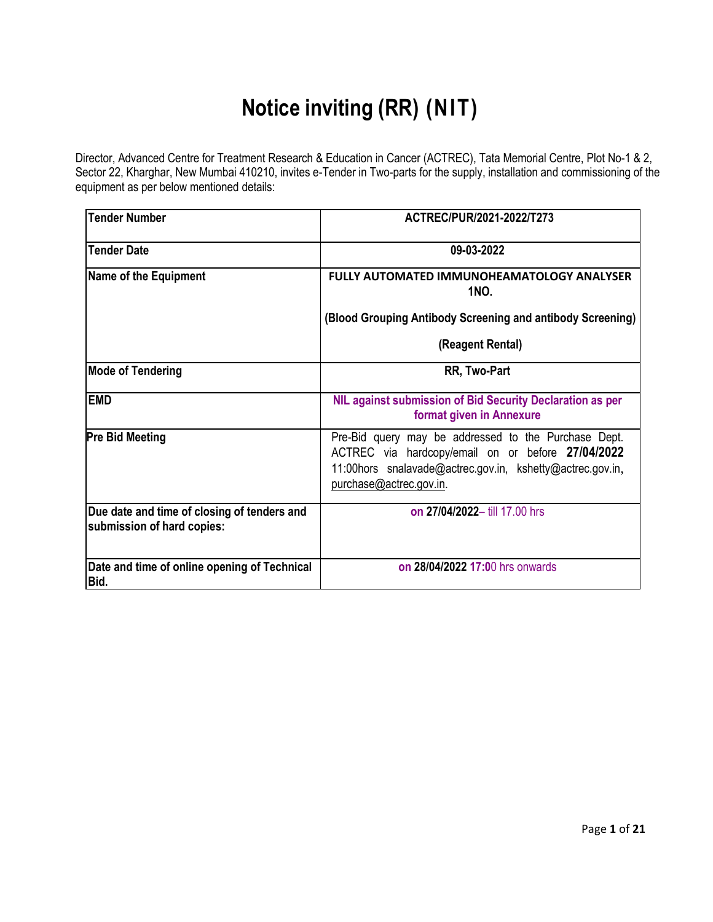# Notice inviting (RR) (NIT)

Director, Advanced Centre for Treatment Research & Education in Cancer (ACTREC), Tata Memorial Centre, Plot No-1 & 2, Sector 22, Kharghar, New Mumbai 410210, invites e-Tender in Two-parts for the supply, installation and commissioning of the equipment as per below mentioned details:

| **Tender Number** | **ACTREC/PUR/2021-2022/T273** |
|---|---|
| **Tender Date** | **09-03-2022** |
| **Name of the Equipment** | **FULLY AUTOMATED IMMUNOHEAMATOLOGY ANALYSER 1NO.**<br><br>**(Blood Grouping Antibody Screening and antibody Screening)**<br><br>**(Reagent Rental)** |
| **Mode of Tendering** | **RR, Two-Part** |
| **EMD** | **NIL against submission of Bid Security Declaration as per format given in Annexure** |
| **Pre Bid Meeting** | Pre-Bid query may be addressed to the Purchase Dept. ACTREC via hardcopy/email on or before **27/04/2022** 11:00hors snalavade@actrec.gov.in, kshetty@actrec.gov.in, purchase@actrec.gov.in. |
| **Due date and time of closing of tenders and submission of hard copies:** | **on 27/04/2022**– till 17.00 hrs |
| **Date and time of online opening of Technical Bid.** | **on 28/04/2022 17:0**0 hrs onwards |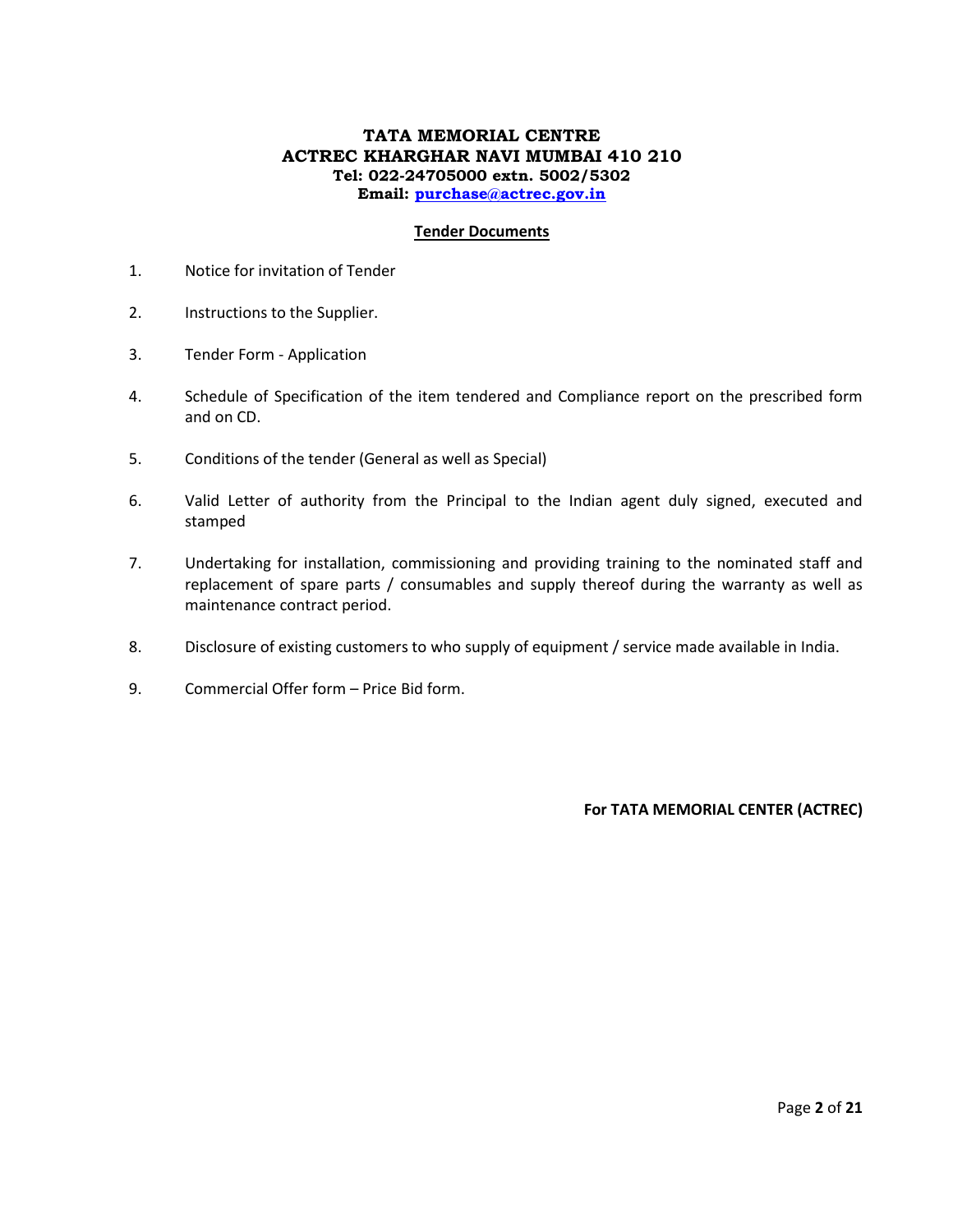**TATA MEMORIAL CENTRE**
**ACTREC KHARGHAR NAVI MUMBAI 410 210**
**Tel: 022-24705000 extn. 5002/5302**
**Email: purchase@actrec.gov.in**

## Tender Documents

1. Notice for invitation of Tender
2. Instructions to the Supplier.
3. Tender Form - Application
4. Schedule of Specification of the item tendered and Compliance report on the prescribed form and on CD.
5. Conditions of the tender (General as well as Special)
6. Valid Letter of authority from the Principal to the Indian agent duly signed, executed and stamped
7. Undertaking for installation, commissioning and providing training to the nominated staff and replacement of spare parts / consumables and supply thereof during the warranty as well as maintenance contract period.
8. Disclosure of existing customers to who supply of equipment / service made available in India.
9. Commercial Offer form – Price Bid form.

**For TATA MEMORIAL CENTER (ACTREC)**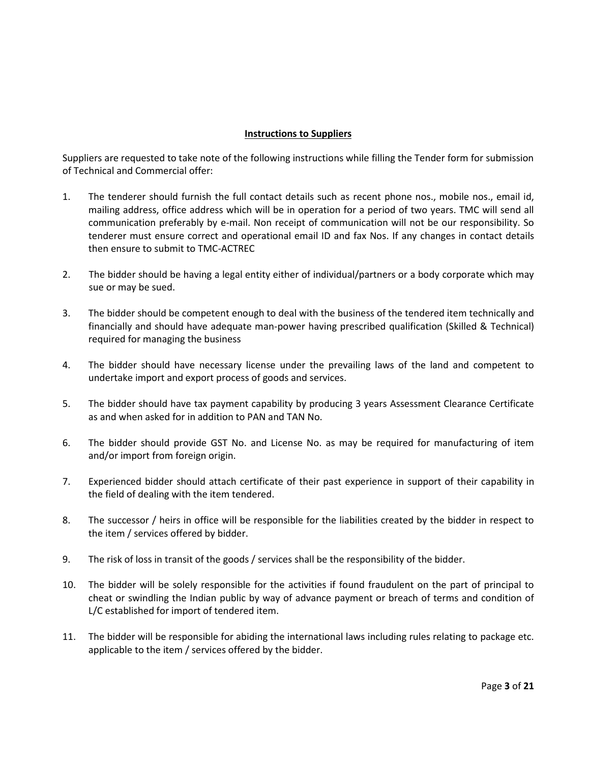## Instructions to Suppliers

Suppliers are requested to take note of the following instructions while filling the Tender form for submission of Technical and Commercial offer:

1. The tenderer should furnish the full contact details such as recent phone nos., mobile nos., email id, mailing address, office address which will be in operation for a period of two years. TMC will send all communication preferably by e-mail. Non receipt of communication will not be our responsibility. So tenderer must ensure correct and operational email ID and fax Nos. If any changes in contact details then ensure to submit to TMC-ACTREC

2. The bidder should be having a legal entity either of individual/partners or a body corporate which may sue or may be sued.

3. The bidder should be competent enough to deal with the business of the tendered item technically and financially and should have adequate man-power having prescribed qualification (Skilled & Technical) required for managing the business

4. The bidder should have necessary license under the prevailing laws of the land and competent to undertake import and export process of goods and services.

5. The bidder should have tax payment capability by producing 3 years Assessment Clearance Certificate as and when asked for in addition to PAN and TAN No.

6. The bidder should provide GST No. and License No. as may be required for manufacturing of item and/or import from foreign origin.

7. Experienced bidder should attach certificate of their past experience in support of their capability in the field of dealing with the item tendered.

8. The successor / heirs in office will be responsible for the liabilities created by the bidder in respect to the item / services offered by bidder.

9. The risk of loss in transit of the goods / services shall be the responsibility of the bidder.

10. The bidder will be solely responsible for the activities if found fraudulent on the part of principal to cheat or swindling the Indian public by way of advance payment or breach of terms and condition of L/C established for import of tendered item.

11. The bidder will be responsible for abiding the international laws including rules relating to package etc. applicable to the item / services offered by the bidder.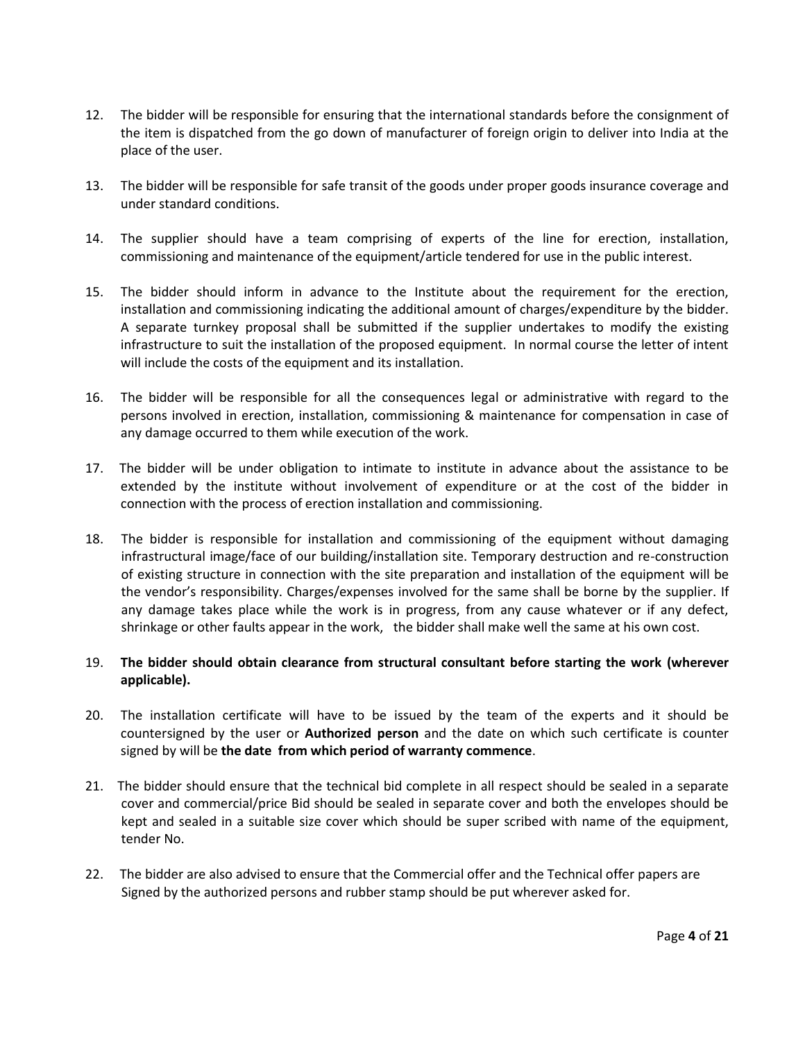12. The bidder will be responsible for ensuring that the international standards before the consignment of the item is dispatched from the go down of manufacturer of foreign origin to deliver into India at the place of the user.

13. The bidder will be responsible for safe transit of the goods under proper goods insurance coverage and under standard conditions.

14. The supplier should have a team comprising of experts of the line for erection, installation, commissioning and maintenance of the equipment/article tendered for use in the public interest.

15. The bidder should inform in advance to the Institute about the requirement for the erection, installation and commissioning indicating the additional amount of charges/expenditure by the bidder. A separate turnkey proposal shall be submitted if the supplier undertakes to modify the existing infrastructure to suit the installation of the proposed equipment. In normal course the letter of intent will include the costs of the equipment and its installation.

16. The bidder will be responsible for all the consequences legal or administrative with regard to the persons involved in erection, installation, commissioning & maintenance for compensation in case of any damage occurred to them while execution of the work.

17. The bidder will be under obligation to intimate to institute in advance about the assistance to be extended by the institute without involvement of expenditure or at the cost of the bidder in connection with the process of erection installation and commissioning.

18. The bidder is responsible for installation and commissioning of the equipment without damaging infrastructural image/face of our building/installation site. Temporary destruction and re-construction of existing structure in connection with the site preparation and installation of the equipment will be the vendor's responsibility. Charges/expenses involved for the same shall be borne by the supplier. If any damage takes place while the work is in progress, from any cause whatever or if any defect, shrinkage or other faults appear in the work, the bidder shall make well the same at his own cost.

19. **The bidder should obtain clearance from structural consultant before starting the work (wherever applicable).**

20. The installation certificate will have to be issued by the team of the experts and it should be countersigned by the user or **Authorized person** and the date on which such certificate is counter signed by will be **the date from which period of warranty commence**.

21. The bidder should ensure that the technical bid complete in all respect should be sealed in a separate cover and commercial/price Bid should be sealed in separate cover and both the envelopes should be kept and sealed in a suitable size cover which should be super scribed with name of the equipment, tender No.

22. The bidder are also advised to ensure that the Commercial offer and the Technical offer papers are Signed by the authorized persons and rubber stamp should be put wherever asked for.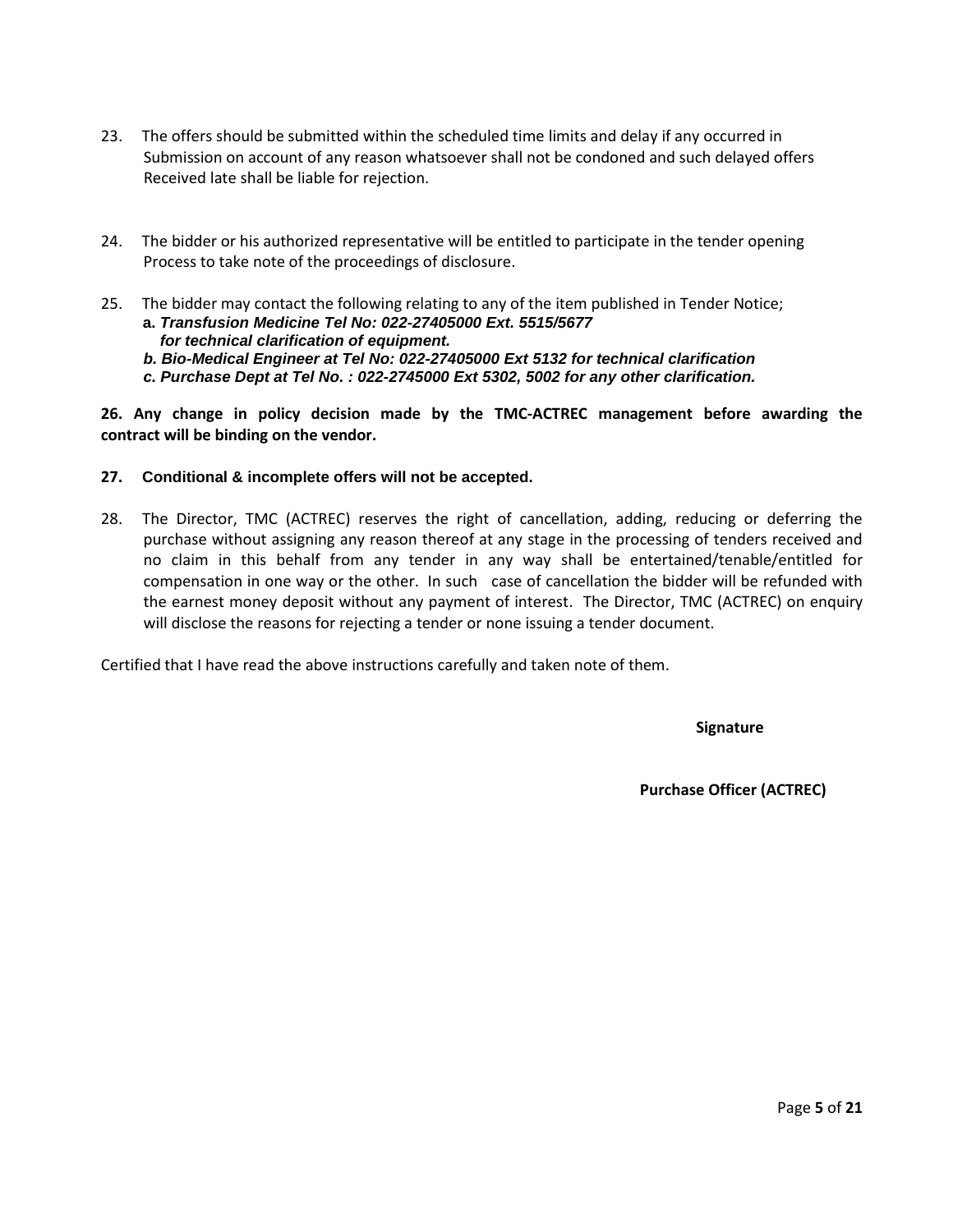23. The offers should be submitted within the scheduled time limits and delay if any occurred in Submission on account of any reason whatsoever shall not be condoned and such delayed offers Received late shall be liable for rejection.

24. The bidder or his authorized representative will be entitled to participate in the tender opening Process to take note of the proceedings of disclosure.

25. The bidder may contact the following relating to any of the item published in Tender Notice;
    **a.** ***Transfusion Medicine Tel No: 022-27405000 Ext. 5515/5677 for technical clarification of equipment.***
    ***b. Bio-Medical Engineer at Tel No: 022-27405000 Ext 5132 for technical clarification***
    ***c. Purchase Dept at Tel No. : 022-2745000 Ext 5302, 5002 for any other clarification.***

**26. Any change in policy decision made by the TMC-ACTREC management before awarding the contract will be binding on the vendor.**

**27. Conditional & incomplete offers will not be accepted.**

28. The Director, TMC (ACTREC) reserves the right of cancellation, adding, reducing or deferring the purchase without assigning any reason thereof at any stage in the processing of tenders received and no claim in this behalf from any tender in any way shall be entertained/tenable/entitled for compensation in one way or the other. In such case of cancellation the bidder will be refunded with the earnest money deposit without any payment of interest. The Director, TMC (ACTREC) on enquiry will disclose the reasons for rejecting a tender or none issuing a tender document.

Certified that I have read the above instructions carefully and taken note of them.

**Signature**

**Purchase Officer (ACTREC)**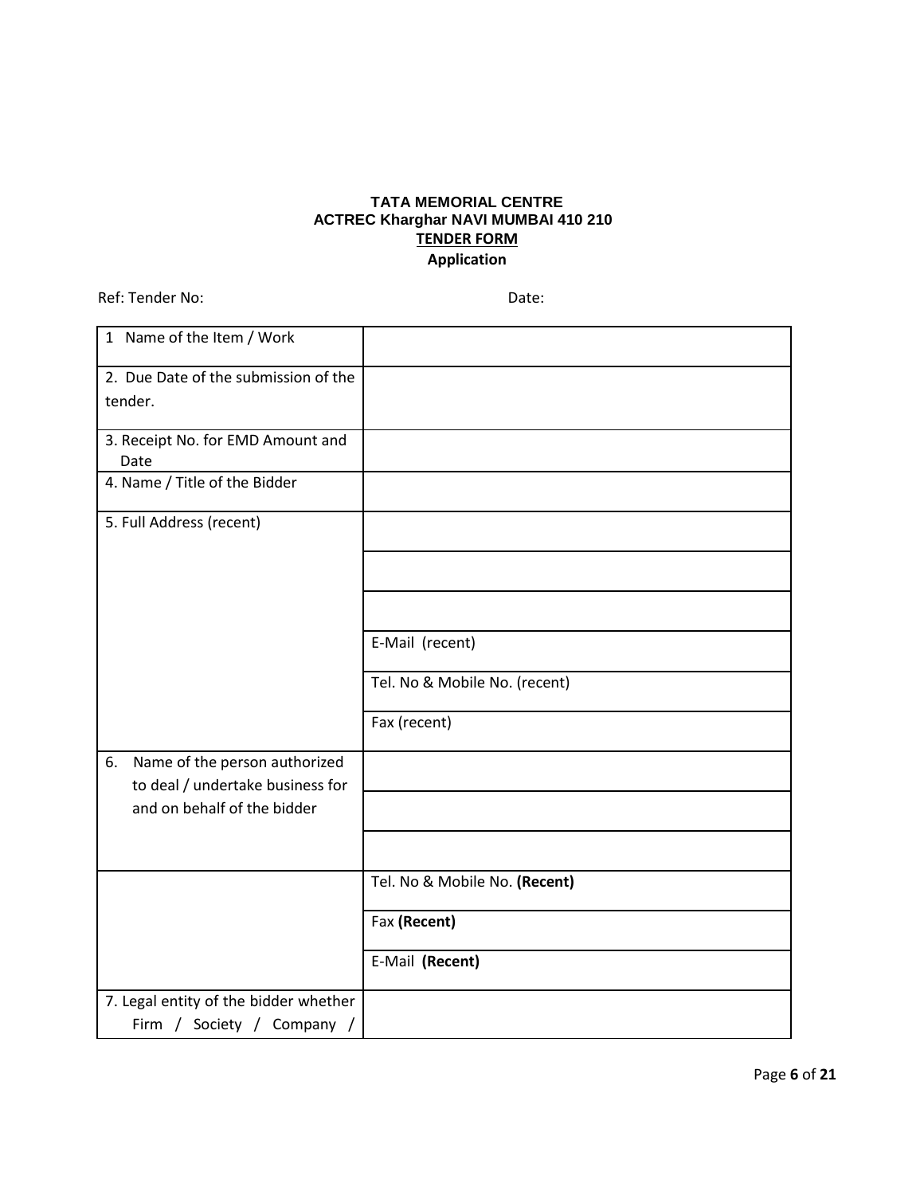**TATA MEMORIAL CENTRE**
**ACTREC Kharghar NAVI MUMBAI 410 210**
**<u>TENDER FORM</u>**
**Application**

Ref: Tender No: Date:

| | |
|---|---|
| 1 Name of the Item / Work | |
| 2. Due Date of the submission of the tender. | |
| 3. Receipt No. for EMD Amount and Date | |
| 4. Name / Title of the Bidder | |
| 5. Full Address (recent) | |
| | |
| | |
| | E-Mail (recent) |
| | Tel. No & Mobile No. (recent) |
| | Fax (recent) |
| 6. Name of the person authorized to deal / undertake business for and on behalf of the bidder | |
| | |
| | |
| | Tel. No & Mobile No. **(Recent)** |
| | Fax **(Recent)** |
| | E-Mail **(Recent)** |
| 7. Legal entity of the bidder whether Firm / Society / Company / | |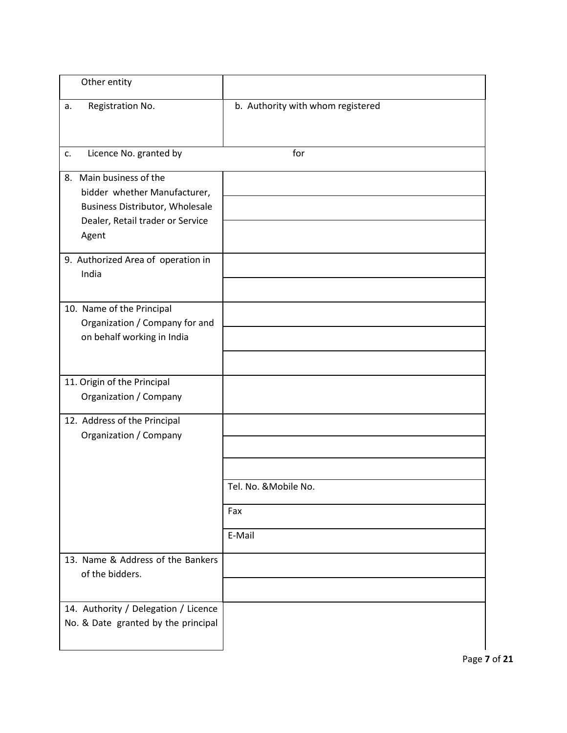| Other entity | |
|---|---|
| a. Registration No. | b. Authority with whom registered |
| c. Licence No. granted by | for |
| 8. Main business of the bidder whether Manufacturer, Business Distributor, Wholesale Dealer, Retail trader or Service Agent | |
| | |
| | |
| 9. Authorized Area of operation in India | |
| | |
| 10. Name of the Principal Organization / Company for and on behalf working in India | |
| | |
| | |
| 11. Origin of the Principal Organization / Company | |
| 12. Address of the Principal Organization / Company | |
| | |
| | |
| | Tel. No. &Mobile No. |
| | Fax |
| | E-Mail |
| 13. Name & Address of the Bankers of the bidders. | |
| | |
| 14. Authority / Delegation / Licence No. & Date granted by the principal | |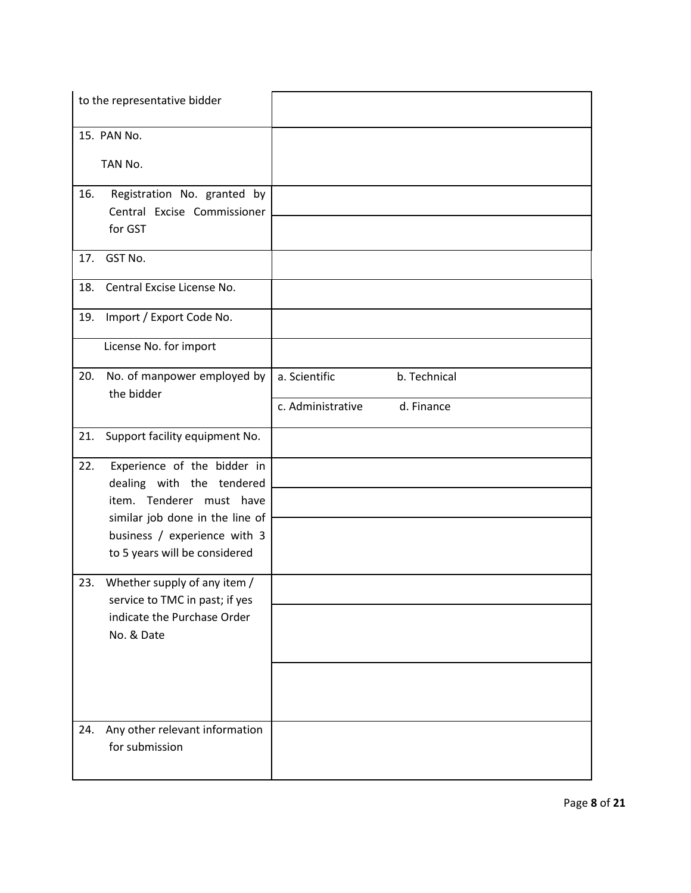| | |
|---|---|
| to the representative bidder | |
| 15. PAN No.<br><br>TAN No. | |
| 16. Registration No. granted by Central Excise Commissioner for GST | |
| | |
| 17. GST No. | |
| 18. Central Excise License No. | |
| 19. Import / Export Code No. | |
| License No. for import | |
| 20. No. of manpower employed by the bidder | a. Scientific b. Technical |
| | c. Administrative d. Finance |
| 21. Support facility equipment No. | |
| 22. Experience of the bidder in dealing with the tendered item. Tenderer must have similar job done in the line of business / experience with 3 to 5 years will be considered | |
| | |
| | |
| 23. Whether supply of any item / service to TMC in past; if yes indicate the Purchase Order No. & Date | |
| | |
| | |
| 24. Any other relevant information for submission | |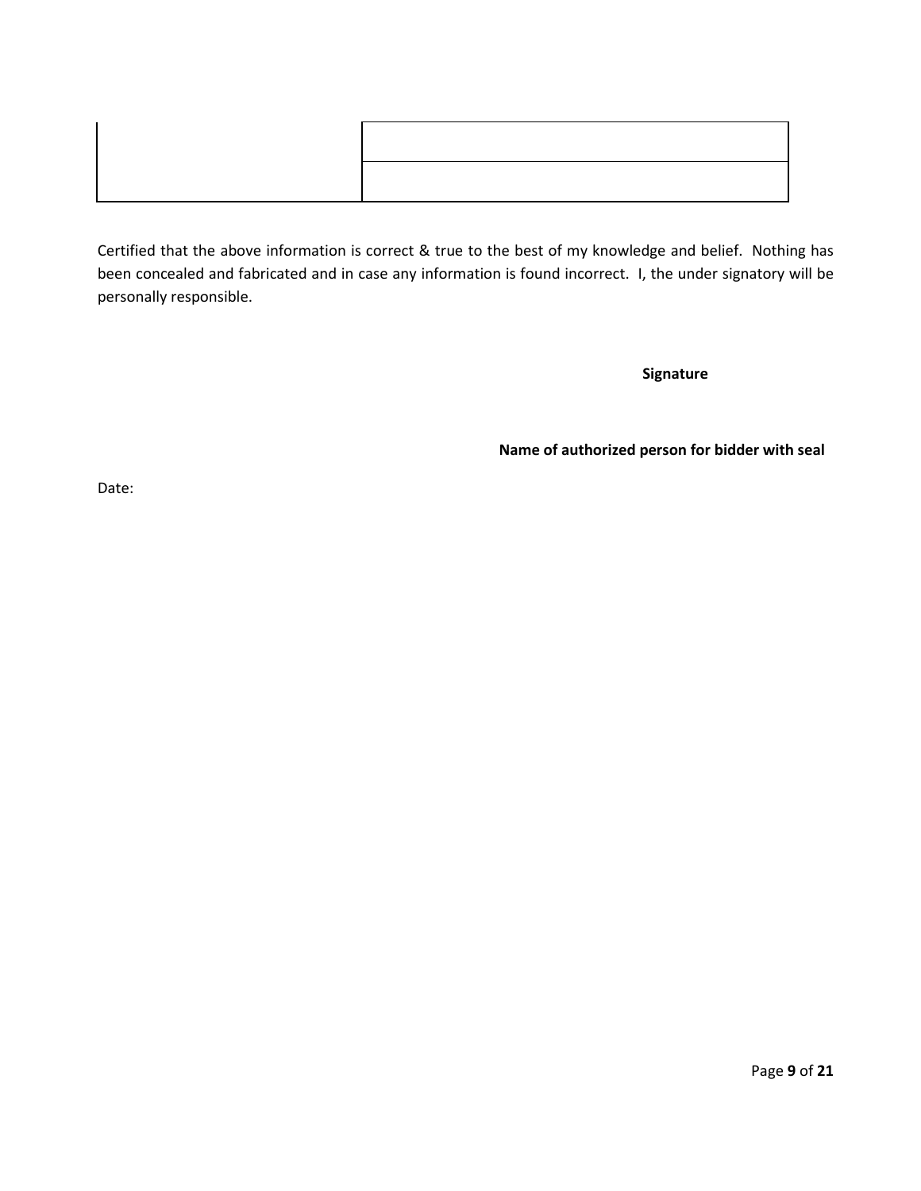| | |
|---|---|
| | |
| | |

Certified that the above information is correct & true to the best of my knowledge and belief. Nothing has been concealed and fabricated and in case any information is found incorrect. I, the under signatory will be personally responsible.

**Signature**

**Name of authorized person for bidder with seal**

Date: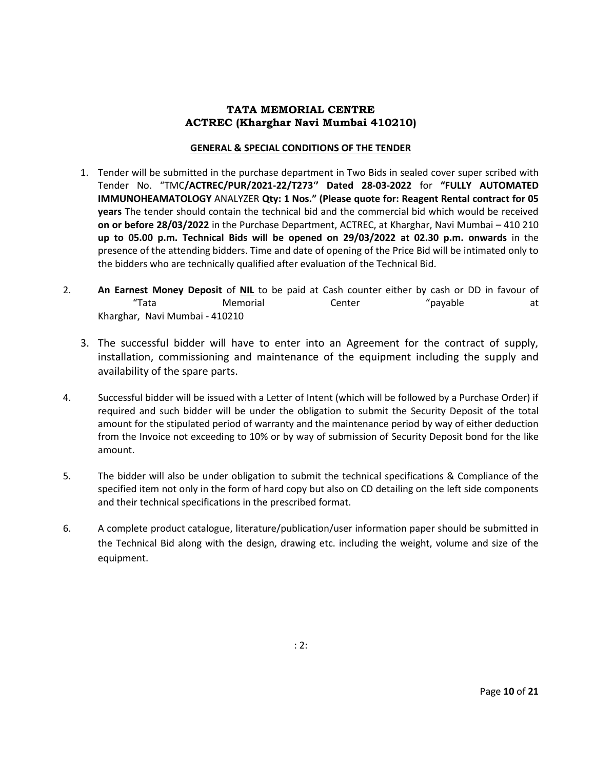**TATA MEMORIAL CENTRE**
**ACTREC (Kharghar Navi Mumbai 410210)**

**GENERAL & SPECIAL CONDITIONS OF THE TENDER**

1. Tender will be submitted in the purchase department in Two Bids in sealed cover super scribed with Tender No. "TMC**/ACTREC/PUR/2021-22/T273" Dated 28-03-2022** for **"FULLY AUTOMATED IMMUNOHEAMATOLOGY** ANALYZER **Qty: 1 Nos." (Please quote for: Reagent Rental contract for 05 years** The tender should contain the technical bid and the commercial bid which would be received **on or before 28/03/2022** in the Purchase Department, ACTREC, at Kharghar, Navi Mumbai – 410 210 **up to 05.00 p.m. Technical Bids will be opened on 29/03/2022 at 02.30 p.m. onwards** in the presence of the attending bidders. Time and date of opening of the Price Bid will be intimated only to the bidders who are technically qualified after evaluation of the Technical Bid.

2. **An Earnest Money Deposit** of **NIL** to be paid at Cash counter either by cash or DD in favour of "Tata Memorial Center "payable at Kharghar, Navi Mumbai - 410210

3. The successful bidder will have to enter into an Agreement for the contract of supply, installation, commissioning and maintenance of the equipment including the supply and availability of the spare parts.

4. Successful bidder will be issued with a Letter of Intent (which will be followed by a Purchase Order) if required and such bidder will be under the obligation to submit the Security Deposit of the total amount for the stipulated period of warranty and the maintenance period by way of either deduction from the Invoice not exceeding to 10% or by way of submission of Security Deposit bond for the like amount.

5. The bidder will also be under obligation to submit the technical specifications & Compliance of the specified item not only in the form of hard copy but also on CD detailing on the left side components and their technical specifications in the prescribed format.

6. A complete product catalogue, literature/publication/user information paper should be submitted in the Technical Bid along with the design, drawing etc. including the weight, volume and size of the equipment.

: 2: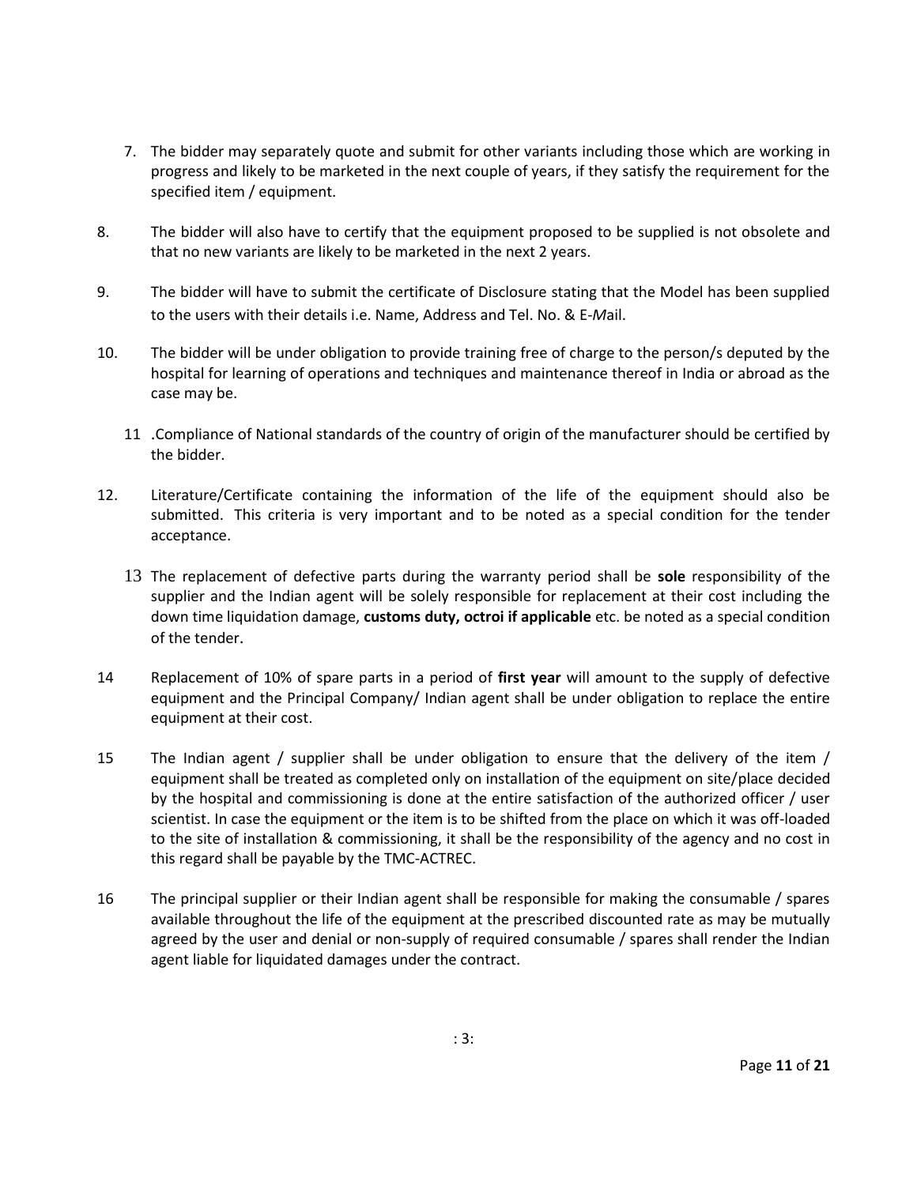7. The bidder may separately quote and submit for other variants including those which are working in progress and likely to be marketed in the next couple of years, if they satisfy the requirement for the specified item / equipment.

8. The bidder will also have to certify that the equipment proposed to be supplied is not obsolete and that no new variants are likely to be marketed in the next 2 years.

9. The bidder will have to submit the certificate of Disclosure stating that the Model has been supplied to the users with their details i.e. Name, Address and Tel. No. & E-*M*ail.

10. The bidder will be under obligation to provide training free of charge to the person/s deputed by the hospital for learning of operations and techniques and maintenance thereof in India or abroad as the case may be.

11 .Compliance of National standards of the country of origin of the manufacturer should be certified by the bidder.

12. Literature/Certificate containing the information of the life of the equipment should also be submitted. This criteria is very important and to be noted as a special condition for the tender acceptance.

13 The replacement of defective parts during the warranty period shall be **sole** responsibility of the supplier and the Indian agent will be solely responsible for replacement at their cost including the down time liquidation damage, **customs duty, octroi if applicable** etc. be noted as a special condition of the tender.

14 Replacement of 10% of spare parts in a period of **first year** will amount to the supply of defective equipment and the Principal Company/ Indian agent shall be under obligation to replace the entire equipment at their cost.

15 The Indian agent / supplier shall be under obligation to ensure that the delivery of the item / equipment shall be treated as completed only on installation of the equipment on site/place decided by the hospital and commissioning is done at the entire satisfaction of the authorized officer / user scientist. In case the equipment or the item is to be shifted from the place on which it was off-loaded to the site of installation & commissioning, it shall be the responsibility of the agency and no cost in this regard shall be payable by the TMC-ACTREC.

16 The principal supplier or their Indian agent shall be responsible for making the consumable / spares available throughout the life of the equipment at the prescribed discounted rate as may be mutually agreed by the user and denial or non-supply of required consumable / spares shall render the Indian agent liable for liquidated damages under the contract.

: 3: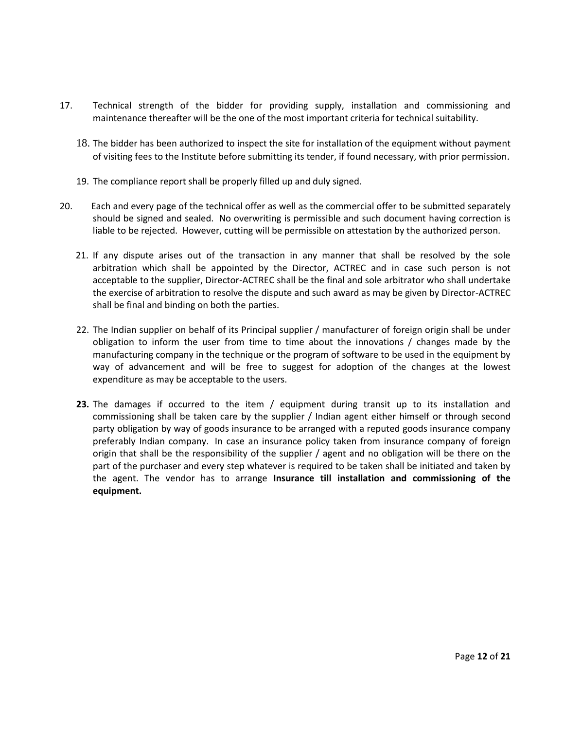17. Technical strength of the bidder for providing supply, installation and commissioning and maintenance thereafter will be the one of the most important criteria for technical suitability.

18. The bidder has been authorized to inspect the site for installation of the equipment without payment of visiting fees to the Institute before submitting its tender, if found necessary, with prior permission.

19. The compliance report shall be properly filled up and duly signed.

20. Each and every page of the technical offer as well as the commercial offer to be submitted separately should be signed and sealed. No overwriting is permissible and such document having correction is liable to be rejected. However, cutting will be permissible on attestation by the authorized person.

21. If any dispute arises out of the transaction in any manner that shall be resolved by the sole arbitration which shall be appointed by the Director, ACTREC and in case such person is not acceptable to the supplier, Director-ACTREC shall be the final and sole arbitrator who shall undertake the exercise of arbitration to resolve the dispute and such award as may be given by Director-ACTREC shall be final and binding on both the parties.

22. The Indian supplier on behalf of its Principal supplier / manufacturer of foreign origin shall be under obligation to inform the user from time to time about the innovations / changes made by the manufacturing company in the technique or the program of software to be used in the equipment by way of advancement and will be free to suggest for adoption of the changes at the lowest expenditure as may be acceptable to the users.

**23.** The damages if occurred to the item / equipment during transit up to its installation and commissioning shall be taken care by the supplier / Indian agent either himself or through second party obligation by way of goods insurance to be arranged with a reputed goods insurance company preferably Indian company. In case an insurance policy taken from insurance company of foreign origin that shall be the responsibility of the supplier / agent and no obligation will be there on the part of the purchaser and every step whatever is required to be taken shall be initiated and taken by the agent. The vendor has to arrange **Insurance till installation and commissioning of the equipment.**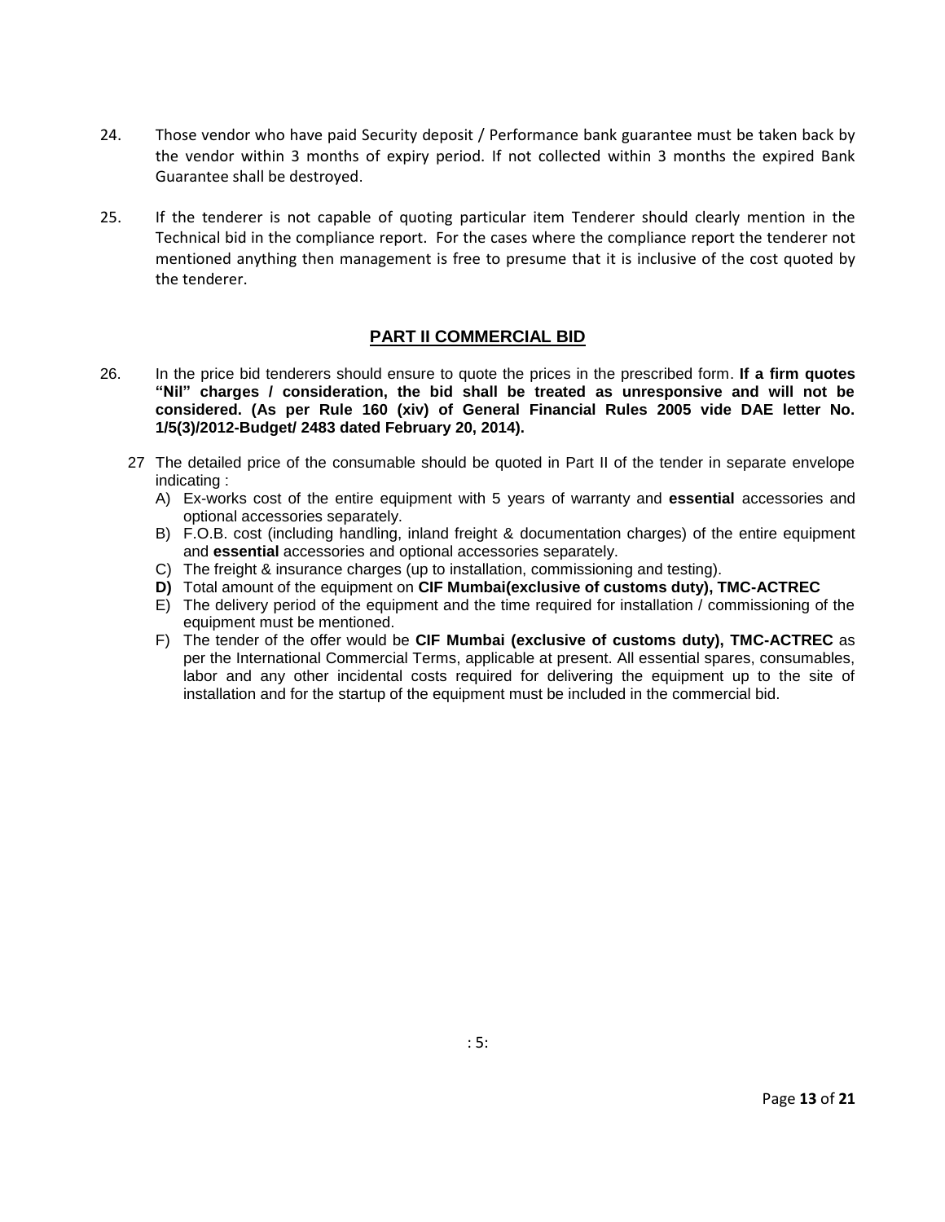24. Those vendor who have paid Security deposit / Performance bank guarantee must be taken back by the vendor within 3 months of expiry period. If not collected within 3 months the expired Bank Guarantee shall be destroyed.

25. If the tenderer is not capable of quoting particular item Tenderer should clearly mention in the Technical bid in the compliance report. For the cases where the compliance report the tenderer not mentioned anything then management is free to presume that it is inclusive of the cost quoted by the tenderer.

## PART II COMMERCIAL BID

26. In the price bid tenderers should ensure to quote the prices in the prescribed form. **If a firm quotes "Nil" charges / consideration, the bid shall be treated as unresponsive and will not be considered. (As per Rule 160 (xiv) of General Financial Rules 2005 vide DAE letter No. 1/5(3)/2012-Budget/ 2483 dated February 20, 2014).**

27 The detailed price of the consumable should be quoted in Part II of the tender in separate envelope indicating :

A) Ex-works cost of the entire equipment with 5 years of warranty and **essential** accessories and optional accessories separately.

B) F.O.B. cost (including handling, inland freight & documentation charges) of the entire equipment and **essential** accessories and optional accessories separately.

C) The freight & insurance charges (up to installation, commissioning and testing).

**D)** Total amount of the equipment on **CIF Mumbai(exclusive of customs duty), TMC-ACTREC**

E) The delivery period of the equipment and the time required for installation / commissioning of the equipment must be mentioned.

F) The tender of the offer would be **CIF Mumbai (exclusive of customs duty), TMC-ACTREC** as per the International Commercial Terms, applicable at present. All essential spares, consumables, labor and any other incidental costs required for delivering the equipment up to the site of installation and for the startup of the equipment must be included in the commercial bid.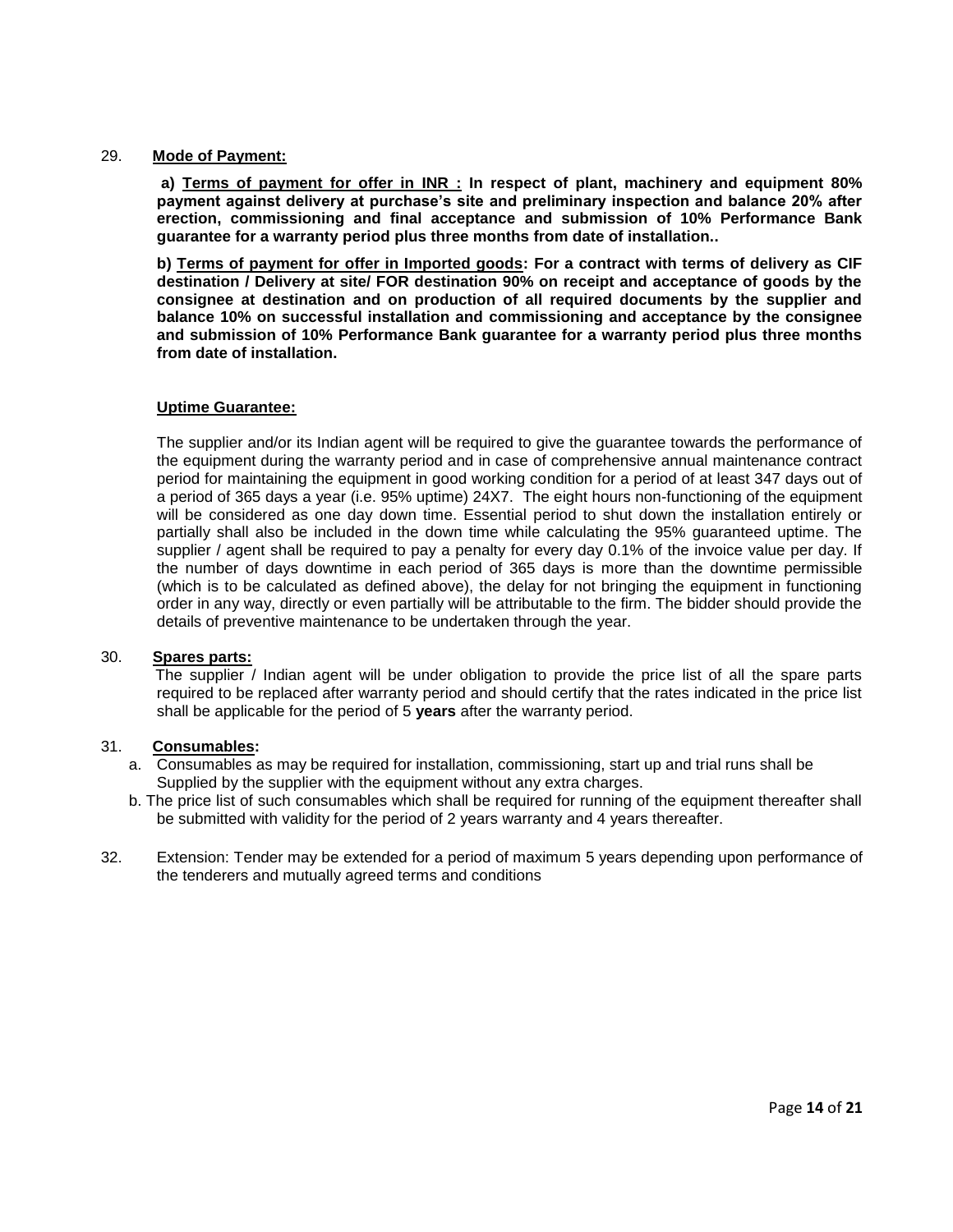29. **Mode of Payment:**

**a) Terms of payment for offer in INR : In respect of plant, machinery and equipment 80% payment against delivery at purchase's site and preliminary inspection and balance 20% after erection, commissioning and final acceptance and submission of 10% Performance Bank guarantee for a warranty period plus three months from date of installation..**

**b) Terms of payment for offer in Imported goods: For a contract with terms of delivery as CIF destination / Delivery at site/ FOR destination 90% on receipt and acceptance of goods by the consignee at destination and on production of all required documents by the supplier and balance 10% on successful installation and commissioning and acceptance by the consignee and submission of 10% Performance Bank guarantee for a warranty period plus three months from date of installation.**

**Uptime Guarantee:**

The supplier and/or its Indian agent will be required to give the guarantee towards the performance of the equipment during the warranty period and in case of comprehensive annual maintenance contract period for maintaining the equipment in good working condition for a period of at least 347 days out of a period of 365 days a year (i.e. 95% uptime) 24X7. The eight hours non-functioning of the equipment will be considered as one day down time. Essential period to shut down the installation entirely or partially shall also be included in the down time while calculating the 95% guaranteed uptime. The supplier / agent shall be required to pay a penalty for every day 0.1% of the invoice value per day. If the number of days downtime in each period of 365 days is more than the downtime permissible (which is to be calculated as defined above), the delay for not bringing the equipment in functioning order in any way, directly or even partially will be attributable to the firm. The bidder should provide the details of preventive maintenance to be undertaken through the year.

30. **Spares parts:**

The supplier / Indian agent will be under obligation to provide the price list of all the spare parts required to be replaced after warranty period and should certify that the rates indicated in the price list shall be applicable for the period of 5 **years** after the warranty period.

31. **Consumables:**

a. Consumables as may be required for installation, commissioning, start up and trial runs shall be Supplied by the supplier with the equipment without any extra charges.

b. The price list of such consumables which shall be required for running of the equipment thereafter shall be submitted with validity for the period of 2 years warranty and 4 years thereafter.

32. Extension: Tender may be extended for a period of maximum 5 years depending upon performance of the tenderers and mutually agreed terms and conditions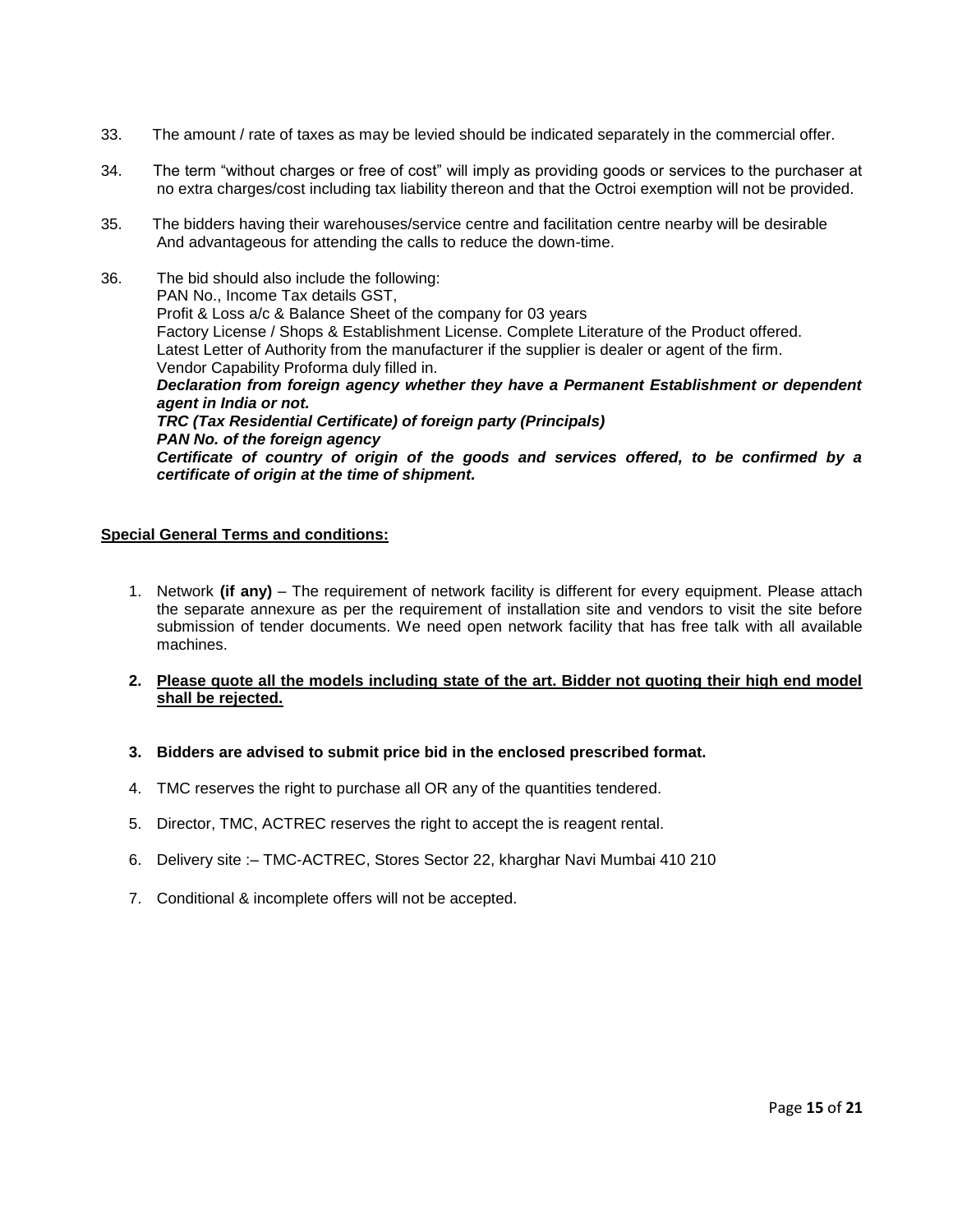33. The amount / rate of taxes as may be levied should be indicated separately in the commercial offer.

34. The term "without charges or free of cost" will imply as providing goods or services to the purchaser at no extra charges/cost including tax liability thereon and that the Octroi exemption will not be provided.

35. The bidders having their warehouses/service centre and facilitation centre nearby will be desirable And advantageous for attending the calls to reduce the down-time.

36. The bid should also include the following:
    PAN No., Income Tax details GST,
    Profit & Loss a/c & Balance Sheet of the company for 03 years
    Factory License / Shops & Establishment License. Complete Literature of the Product offered.
    Latest Letter of Authority from the manufacturer if the supplier is dealer or agent of the firm.
    Vendor Capability Proforma duly filled in.
    ***Declaration from foreign agency whether they have a Permanent Establishment or dependent agent in India or not.***
    ***TRC (Tax Residential Certificate) of foreign party (Principals)***
    ***PAN No. of the foreign agency***
    ***Certificate of country of origin of the goods and services offered, to be confirmed by a certificate of origin at the time of shipment.***

**<u>Special General Terms and conditions:</u>**

1. Network **(if any)** – The requirement of network facility is different for every equipment. Please attach the separate annexure as per the requirement of installation site and vendors to visit the site before submission of tender documents. We need open network facility that has free talk with all available machines.

2. **<u>Please quote all the models including state of the art. Bidder not quoting their high end model shall be rejected.</u>**

3. **Bidders are advised to submit price bid in the enclosed prescribed format.**

4. TMC reserves the right to purchase all OR any of the quantities tendered.

5. Director, TMC, ACTREC reserves the right to accept the is reagent rental.

6. Delivery site :– TMC-ACTREC, Stores Sector 22, kharghar Navi Mumbai 410 210

7. Conditional & incomplete offers will not be accepted.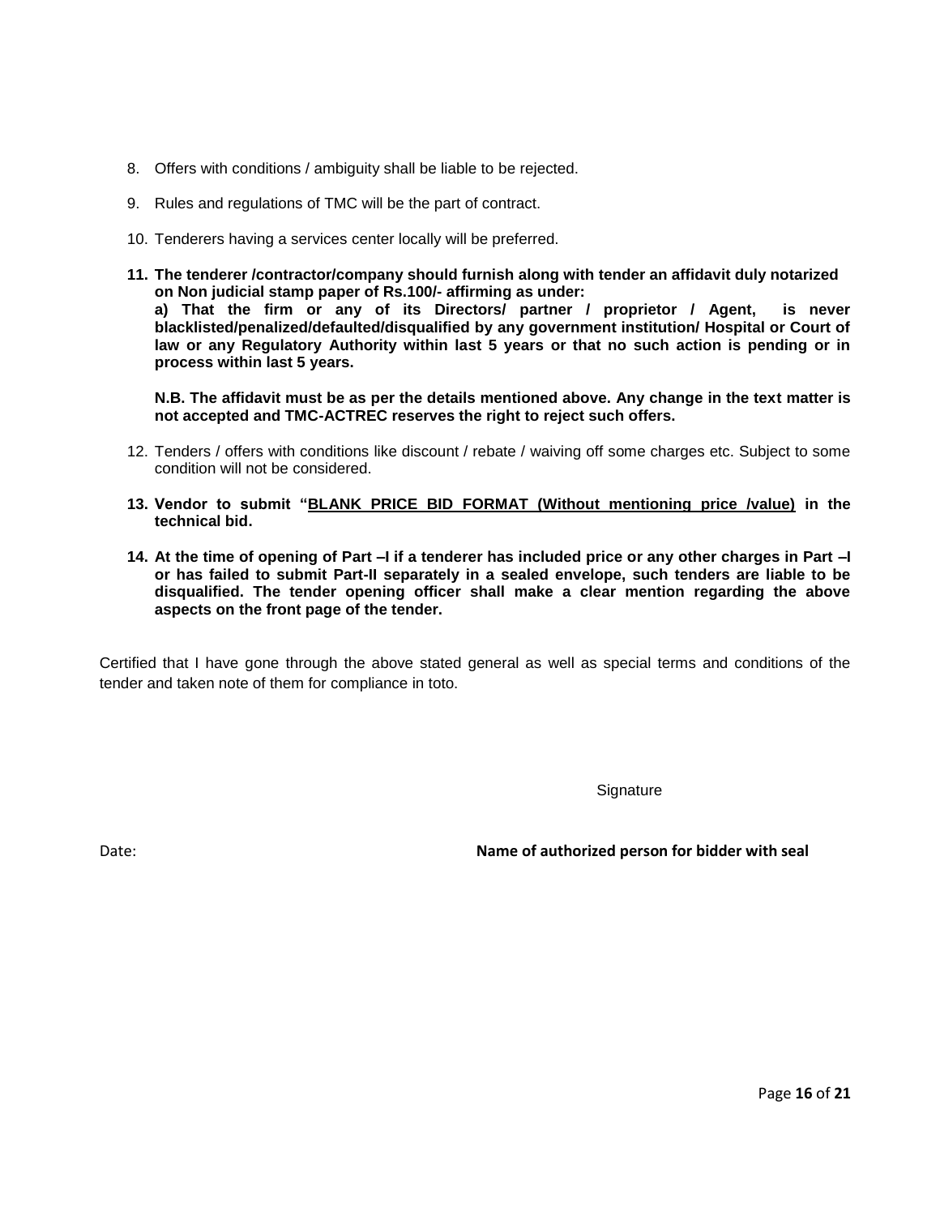8. Offers with conditions / ambiguity shall be liable to be rejected.

9. Rules and regulations of TMC will be the part of contract.

10. Tenderers having a services center locally will be preferred.

11. **The tenderer /contractor/company should furnish along with tender an affidavit duly notarized on Non judicial stamp paper of Rs.100/- affirming as under:**
    **a) That the firm or any of its Directors/ partner / proprietor / Agent, is never blacklisted/penalized/defaulted/disqualified by any government institution/ Hospital or Court of law or any Regulatory Authority within last 5 years or that no such action is pending or in process within last 5 years.**

    **N.B. The affidavit must be as per the details mentioned above. Any change in the text matter is not accepted and TMC-ACTREC reserves the right to reject such offers.**

12. Tenders / offers with conditions like discount / rebate / waiving off some charges etc. Subject to some condition will not be considered.

13. **Vendor to submit "<u>BLANK PRICE BID FORMAT (Without mentioning price /value)</u> in the technical bid.**

14. **At the time of opening of Part –I if a tenderer has included price or any other charges in Part –I or has failed to submit Part-II separately in a sealed envelope, such tenders are liable to be disqualified. The tender opening officer shall make a clear mention regarding the above aspects on the front page of the tender.**

Certified that I have gone through the above stated general as well as special terms and conditions of the tender and taken note of them for compliance in toto.

Signature

Date: **Name of authorized person for bidder with seal**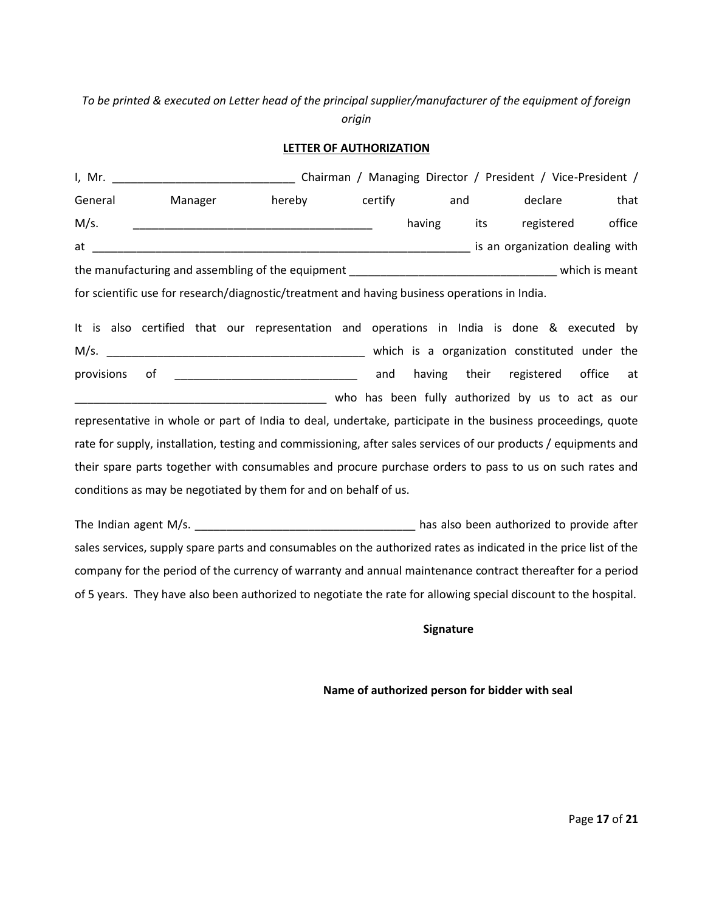*To be printed & executed on Letter head of the principal supplier/manufacturer of the equipment of foreign origin*

**LETTER OF AUTHORIZATION**

I, Mr. ____________________________ Chairman / Managing Director / President / Vice-President / General Manager hereby certify and declare that M/s. _____________________________________ having its registered office at __________________________________________________________ is an organization dealing with the manufacturing and assembling of the equipment _______________________________ which is meant for scientific use for research/diagnostic/treatment and having business operations in India.

It is also certified that our representation and operations in India is done & executed by M/s. ________________________________________ which is a organization constituted under the provisions of ____________________________ and having their registered office at _______________________________________ who has been fully authorized by us to act as our representative in whole or part of India to deal, undertake, participate in the business proceedings, quote rate for supply, installation, testing and commissioning, after sales services of our products / equipments and their spare parts together with consumables and procure purchase orders to pass to us on such rates and conditions as may be negotiated by them for and on behalf of us.

The Indian agent M/s. __________________________________ has also been authorized to provide after sales services, supply spare parts and consumables on the authorized rates as indicated in the price list of the company for the period of the currency of warranty and annual maintenance contract thereafter for a period of 5 years. They have also been authorized to negotiate the rate for allowing special discount to the hospital.

**Signature**

**Name of authorized person for bidder with seal**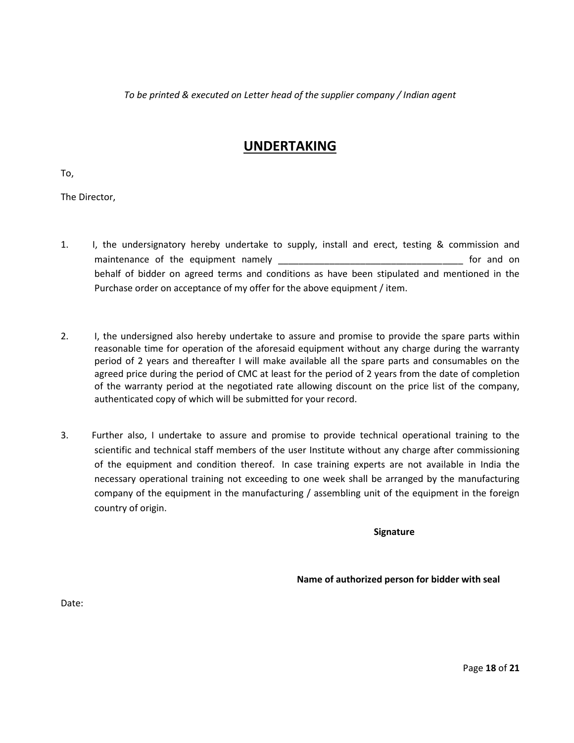*To be printed & executed on Letter head of the supplier company / Indian agent*

# UNDERTAKING

To,

The Director,

1. I, the undersignatory hereby undertake to supply, install and erect, testing & commission and maintenance of the equipment namely ___________________________________ for and on behalf of bidder on agreed terms and conditions as have been stipulated and mentioned in the Purchase order on acceptance of my offer for the above equipment / item.

2. I, the undersigned also hereby undertake to assure and promise to provide the spare parts within reasonable time for operation of the aforesaid equipment without any charge during the warranty period of 2 years and thereafter I will make available all the spare parts and consumables on the agreed price during the period of CMC at least for the period of 2 years from the date of completion of the warranty period at the negotiated rate allowing discount on the price list of the company, authenticated copy of which will be submitted for your record.

3. Further also, I undertake to assure and promise to provide technical operational training to the scientific and technical staff members of the user Institute without any charge after commissioning of the equipment and condition thereof. In case training experts are not available in India the necessary operational training not exceeding to one week shall be arranged by the manufacturing company of the equipment in the manufacturing / assembling unit of the equipment in the foreign country of origin.

**Signature**

**Name of authorized person for bidder with seal**

Date: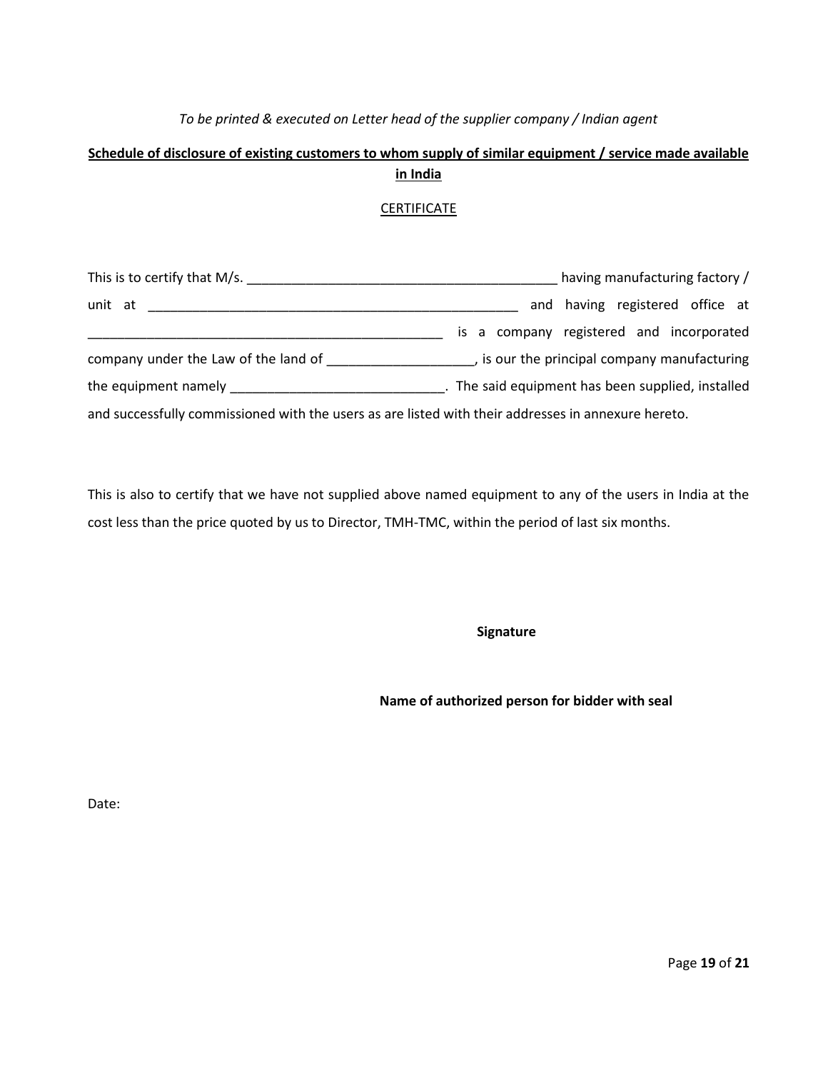*To be printed & executed on Letter head of the supplier company / Indian agent*

**<u>Schedule of disclosure of existing customers to whom supply of similar equipment / service made available in India</u>**

<u>CERTIFICATE</u>

This is to certify that M/s. __________________________________________ having manufacturing factory / unit at ____________________________________________________ and having registered office at __________________________________________________ is a company registered and incorporated company under the Law of the land of ____________________, is our the principal company manufacturing the equipment namely _____________________________. The said equipment has been supplied, installed and successfully commissioned with the users as are listed with their addresses in annexure hereto.

This is also to certify that we have not supplied above named equipment to any of the users in India at the cost less than the price quoted by us to Director, TMH-TMC, within the period of last six months.

**Signature**

**Name of authorized person for bidder with seal**

Date: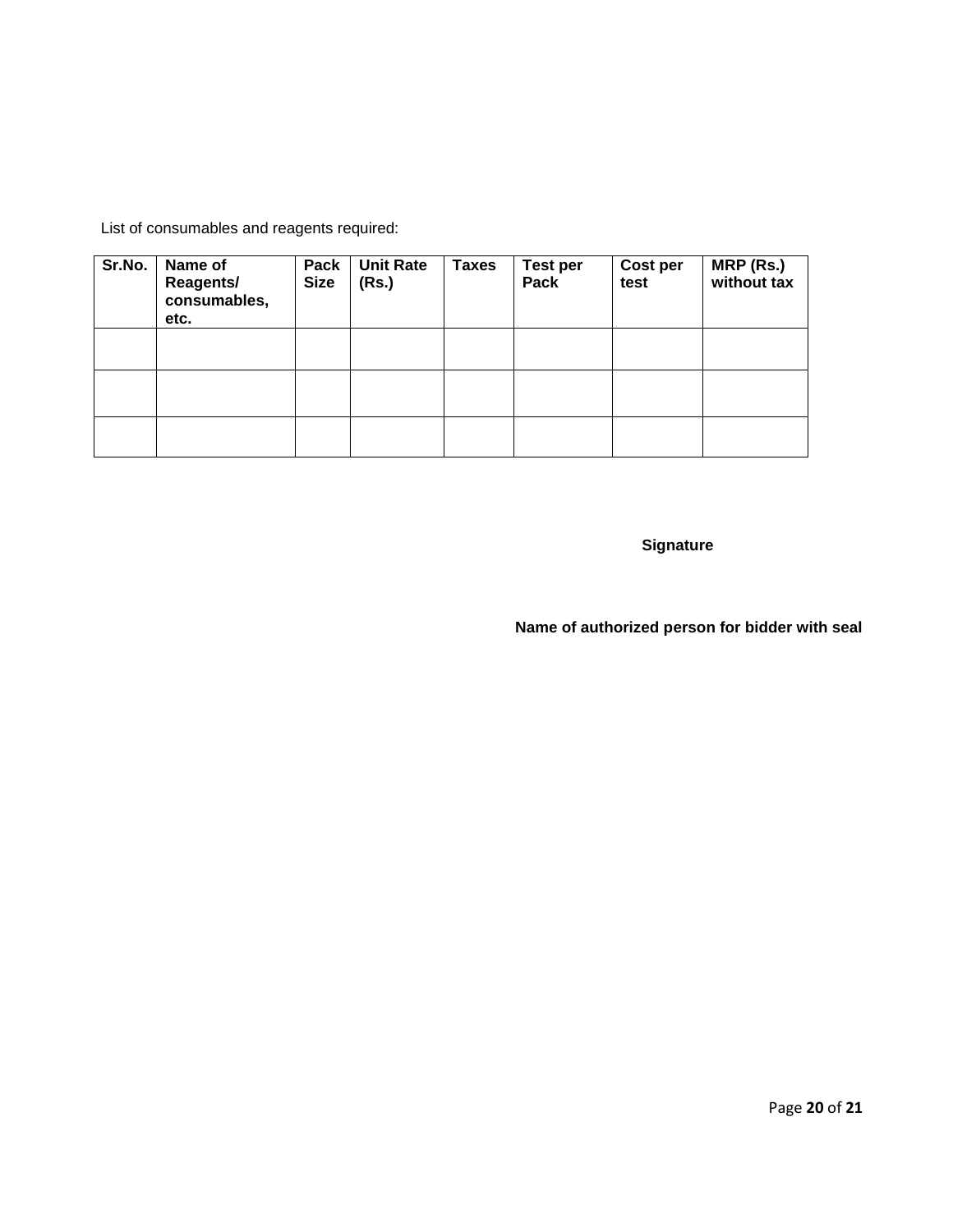List of consumables and reagents required:

| Sr.No. | Name of Reagents/ consumables, etc. | Pack Size | Unit Rate (Rs.) | Taxes | Test per Pack | Cost per test | MRP (Rs.) without tax |
|---|---|---|---|---|---|---|---|
| | | | | | | | |
| | | | | | | | |
| | | | | | | | |

**Signature**

**Name of authorized person for bidder with seal**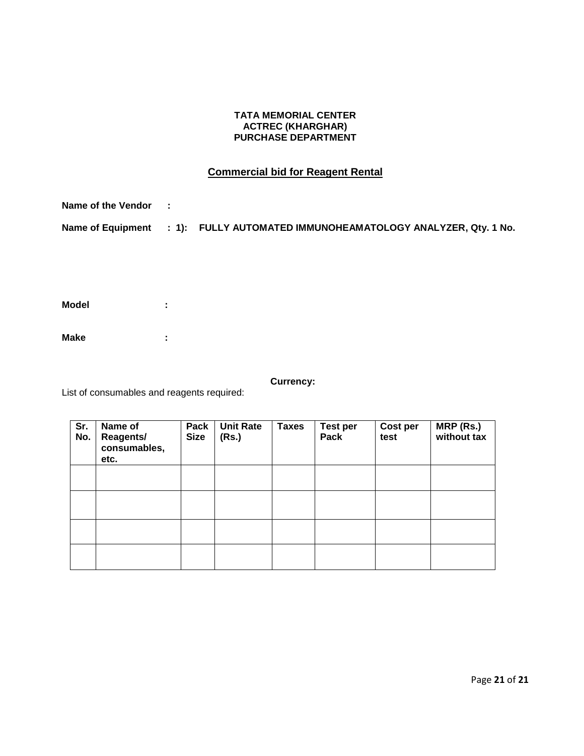**TATA MEMORIAL CENTER**
**ACTREC (KHARGHAR)**
**PURCHASE DEPARTMENT**

## Commercial bid for Reagent Rental

**Name of the Vendor :**

**Name of Equipment : 1): FULLY AUTOMATED IMMUNOHEAMATOLOGY ANALYZER, Qty. 1 No.**

**Model :**

**Make :**

**Currency:**

List of consumables and reagents required:

| Sr. No. | Name of Reagents/ consumables, etc. | Pack Size | Unit Rate (Rs.) | Taxes | Test per Pack | Cost per test | MRP (Rs.) without tax |
|---|---|---|---|---|---|---|---|
| | | | | | | | |
| | | | | | | | |
| | | | | | | | |
| | | | | | | | |